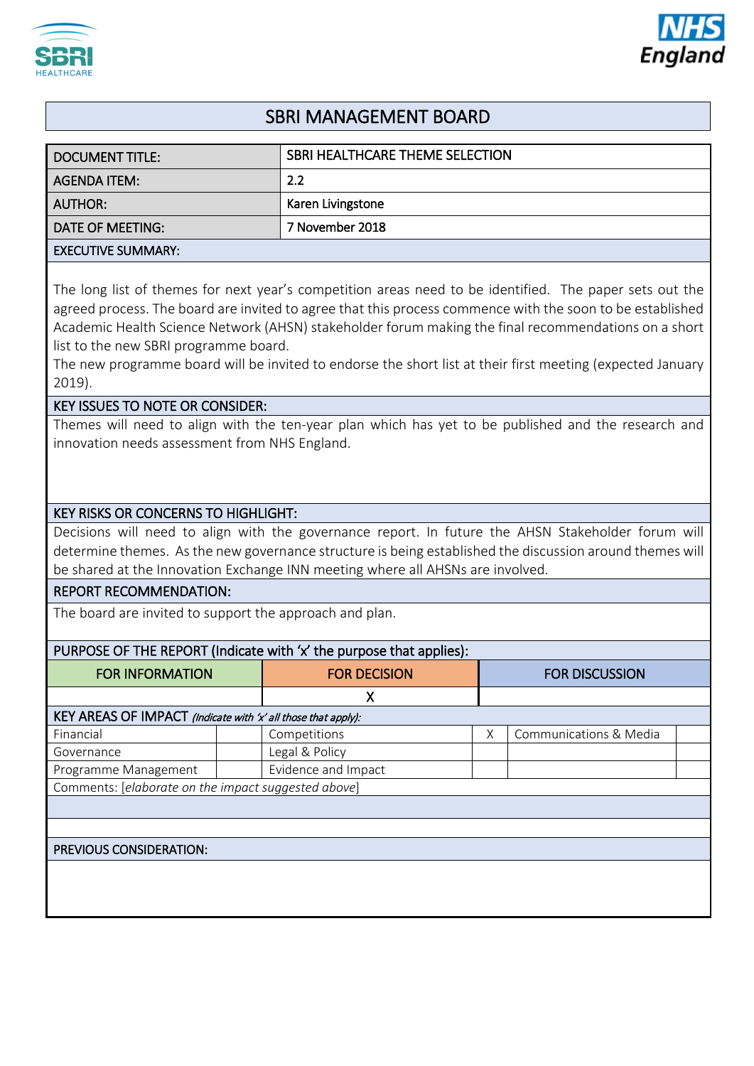# SBRI MANAGEMENT BOARD

| DOCUMENT TITLE: | SBRI HEALTHCARE THEME SELECTION |
|---|---|
| AGENDA ITEM: | 2.2 |
| AUTHOR: | Karen Livingstone |
| DATE OF MEETING: | 7 November 2018 |

**EXECUTIVE SUMMARY:**

The long list of themes for next year's competition areas need to be identified. The paper sets out the agreed process. The board are invited to agree that this process commence with the soon to be established Academic Health Science Network (AHSN) stakeholder forum making the final recommendations on a short list to the new SBRI programme board.
The new programme board will be invited to endorse the short list at their first meeting (expected January 2019).

**KEY ISSUES TO NOTE OR CONSIDER:**

Themes will need to align with the ten-year plan which has yet to be published and the research and innovation needs assessment from NHS England.

**KEY RISKS OR CONCERNS TO HIGHLIGHT:**

Decisions will need to align with the governance report. In future the AHSN Stakeholder forum will determine themes. As the new governance structure is being established the discussion around themes will be shared at the Innovation Exchange INN meeting where all AHSNs are involved.

**REPORT RECOMMENDATION:**

The board are invited to support the approach and plan.

**PURPOSE OF THE REPORT (Indicate with 'x' the purpose that applies):**

| FOR INFORMATION | FOR DECISION | FOR DISCUSSION |
|---|---|---|
| | X | |

**KEY AREAS OF IMPACT** *(Indicate with 'x' all those that apply):*

| | | | | | |
|---|---|---|---|---|---|
| Financial | | Competitions | X | Communications & Media | |
| Governance | | Legal & Policy | | | |
| Programme Management | | Evidence and Impact | | | |

Comments: [*elaborate on the impact suggested above*]

**PREVIOUS CONSIDERATION:**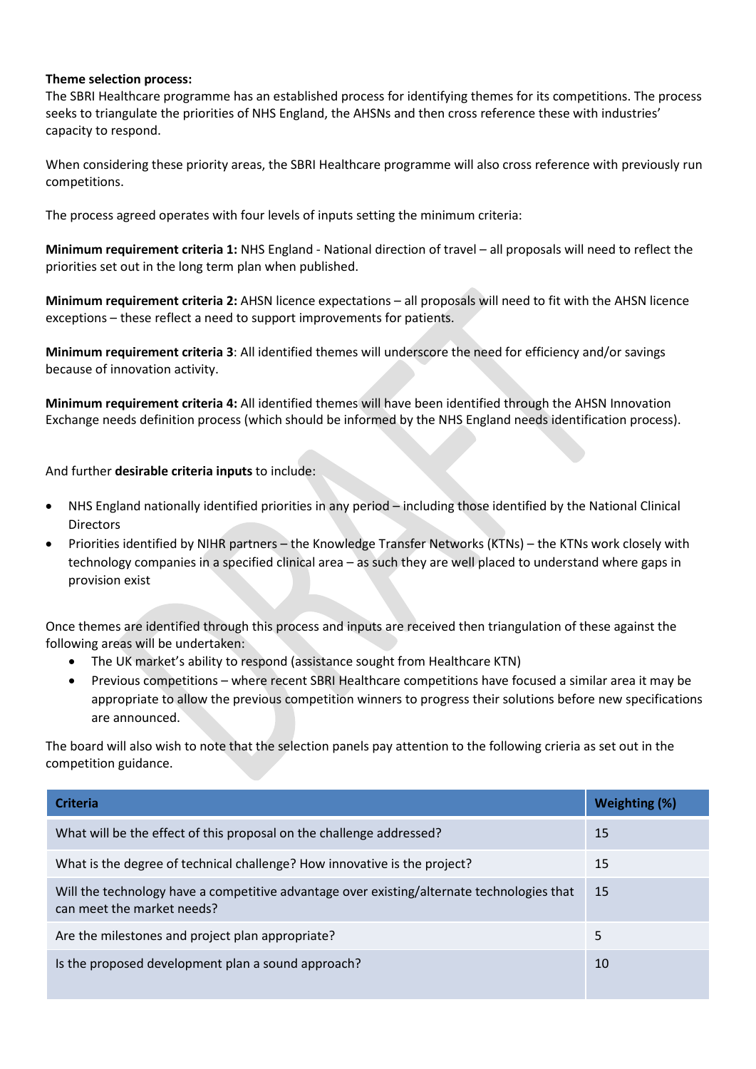**Theme selection process:**
The SBRI Healthcare programme has an established process for identifying themes for its competitions. The process seeks to triangulate the priorities of NHS England, the AHSNs and then cross reference these with industries' capacity to respond.

When considering these priority areas, the SBRI Healthcare programme will also cross reference with previously run competitions.

The process agreed operates with four levels of inputs setting the minimum criteria:

**Minimum requirement criteria 1:** NHS England - National direction of travel – all proposals will need to reflect the priorities set out in the long term plan when published.

**Minimum requirement criteria 2:** AHSN licence expectations – all proposals will need to fit with the AHSN licence exceptions – these reflect a need to support improvements for patients.

**Minimum requirement criteria 3**: All identified themes will underscore the need for efficiency and/or savings because of innovation activity.

**Minimum requirement criteria 4:** All identified themes will have been identified through the AHSN Innovation Exchange needs definition process (which should be informed by the NHS England needs identification process).

And further **desirable criteria inputs** to include:

- NHS England nationally identified priorities in any period – including those identified by the National Clinical Directors
- Priorities identified by NIHR partners – the Knowledge Transfer Networks (KTNs) – the KTNs work closely with technology companies in a specified clinical area – as such they are well placed to understand where gaps in provision exist

Once themes are identified through this process and inputs are received then triangulation of these against the following areas will be undertaken:

- The UK market's ability to respond (assistance sought from Healthcare KTN)
- Previous competitions – where recent SBRI Healthcare competitions have focused a similar area it may be appropriate to allow the previous competition winners to progress their solutions before new specifications are announced.

The board will also wish to note that the selection panels pay attention to the following crieria as set out in the competition guidance.

| Criteria | Weighting (%) |
|---|---|
| What will be the effect of this proposal on the challenge addressed? | 15 |
| What is the degree of technical challenge? How innovative is the project? | 15 |
| Will the technology have a competitive advantage over existing/alternate technologies that can meet the market needs? | 15 |
| Are the milestones and project plan appropriate? | 5 |
| Is the proposed development plan a sound approach? | 10 |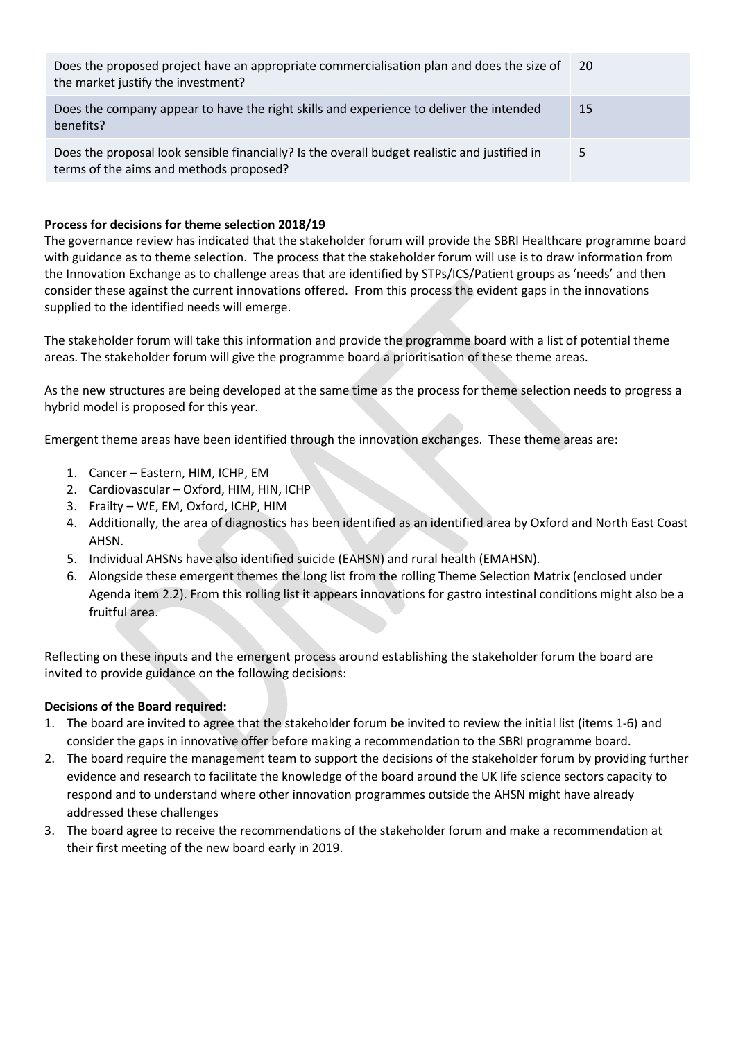| | |
|---|---|
| Does the proposed project have an appropriate commercialisation plan and does the size of the market justify the investment? | 20 |
| Does the company appear to have the right skills and experience to deliver the intended benefits? | 15 |
| Does the proposal look sensible financially? Is the overall budget realistic and justified in terms of the aims and methods proposed? | 5 |

**Process for decisions for theme selection 2018/19**

The governance review has indicated that the stakeholder forum will provide the SBRI Healthcare programme board with guidance as to theme selection. The process that the stakeholder forum will use is to draw information from the Innovation Exchange as to challenge areas that are identified by STPs/ICS/Patient groups as 'needs' and then consider these against the current innovations offered. From this process the evident gaps in the innovations supplied to the identified needs will emerge.

The stakeholder forum will take this information and provide the programme board with a list of potential theme areas. The stakeholder forum will give the programme board a prioritisation of these theme areas.

As the new structures are being developed at the same time as the process for theme selection needs to progress a hybrid model is proposed for this year.

Emergent theme areas have been identified through the innovation exchanges. These theme areas are:

1. Cancer – Eastern, HIM, ICHP, EM
2. Cardiovascular – Oxford, HIM, HIN, ICHP
3. Frailty – WE, EM, Oxford, ICHP, HIM
4. Additionally, the area of diagnostics has been identified as an identified area by Oxford and North East Coast AHSN.
5. Individual AHSNs have also identified suicide (EAHSN) and rural health (EMAHSN).
6. Alongside these emergent themes the long list from the rolling Theme Selection Matrix (enclosed under Agenda item 2.2). From this rolling list it appears innovations for gastro intestinal conditions might also be a fruitful area.

Reflecting on these inputs and the emergent process around establishing the stakeholder forum the board are invited to provide guidance on the following decisions:

**Decisions of the Board required:**

1. The board are invited to agree that the stakeholder forum be invited to review the initial list (items 1-6) and consider the gaps in innovative offer before making a recommendation to the SBRI programme board.
2. The board require the management team to support the decisions of the stakeholder forum by providing further evidence and research to facilitate the knowledge of the board around the UK life science sectors capacity to respond and to understand where other innovation programmes outside the AHSN might have already addressed these challenges
3. The board agree to receive the recommendations of the stakeholder forum and make a recommendation at their first meeting of the new board early in 2019.